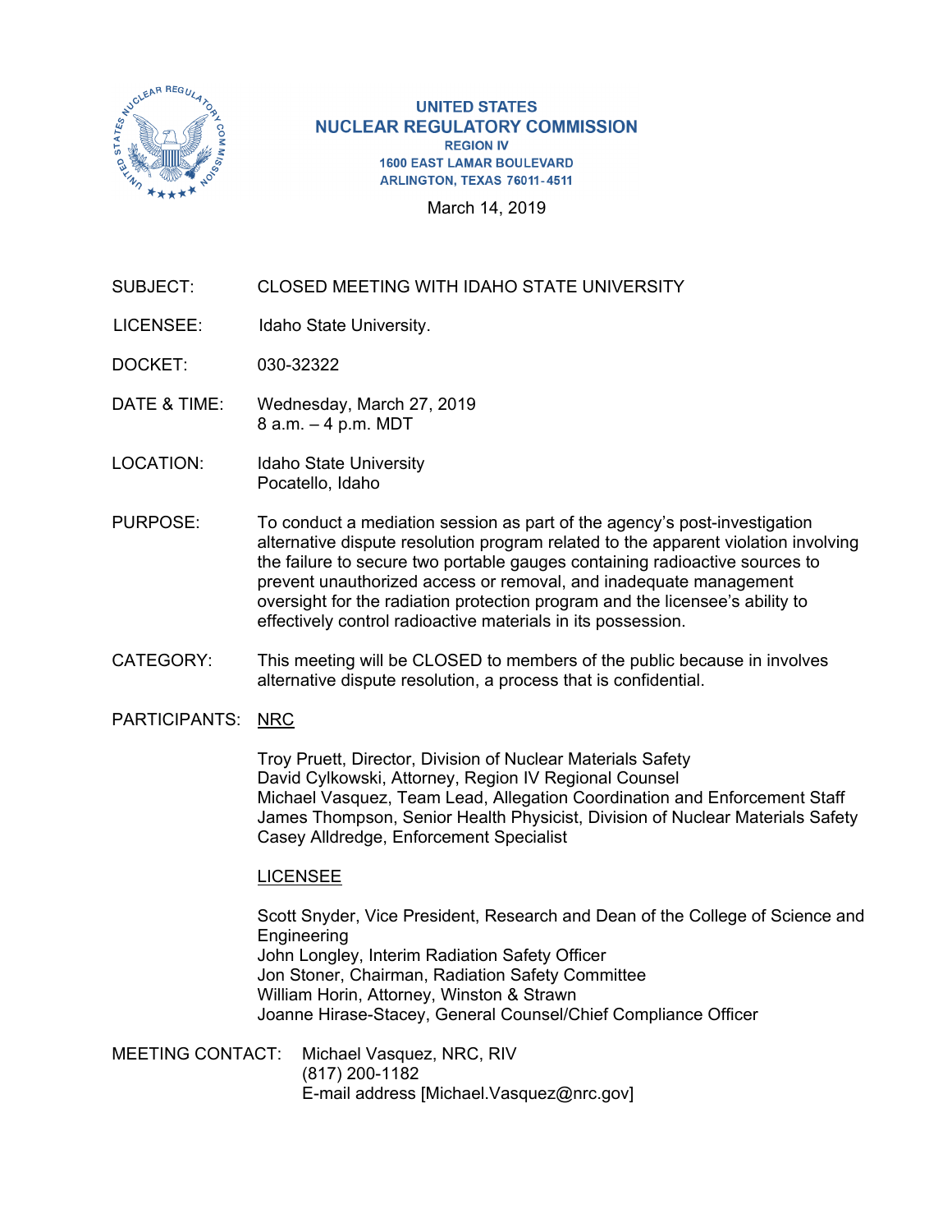**UNITED STATES**
**NUCLEAR REGULATORY COMMISSION**
**REGION IV**
**1600 EAST LAMAR BOULEVARD**
**ARLINGTON, TEXAS 76011-4511**

March 14, 2019

SUBJECT: CLOSED MEETING WITH IDAHO STATE UNIVERSITY

LICENSEE: Idaho State University.

DOCKET: 030-32322

DATE & TIME: Wednesday, March 27, 2019
8 a.m. – 4 p.m. MDT

LOCATION: Idaho State University
Pocatello, Idaho

PURPOSE: To conduct a mediation session as part of the agency's post-investigation alternative dispute resolution program related to the apparent violation involving the failure to secure two portable gauges containing radioactive sources to prevent unauthorized access or removal, and inadequate management oversight for the radiation protection program and the licensee's ability to effectively control radioactive materials in its possession.

CATEGORY: This meeting will be CLOSED to members of the public because in involves alternative dispute resolution, a process that is confidential.

PARTICIPANTS: NRC

Troy Pruett, Director, Division of Nuclear Materials Safety
David Cylkowski, Attorney, Region IV Regional Counsel
Michael Vasquez, Team Lead, Allegation Coordination and Enforcement Staff
James Thompson, Senior Health Physicist, Division of Nuclear Materials Safety
Casey Alldredge, Enforcement Specialist

LICENSEE

Scott Snyder, Vice President, Research and Dean of the College of Science and Engineering
John Longley, Interim Radiation Safety Officer
Jon Stoner, Chairman, Radiation Safety Committee
William Horin, Attorney, Winston & Strawn
Joanne Hirase-Stacey, General Counsel/Chief Compliance Officer

MEETING CONTACT: Michael Vasquez, NRC, RIV
(817) 200-1182
E-mail address [Michael.Vasquez@nrc.gov]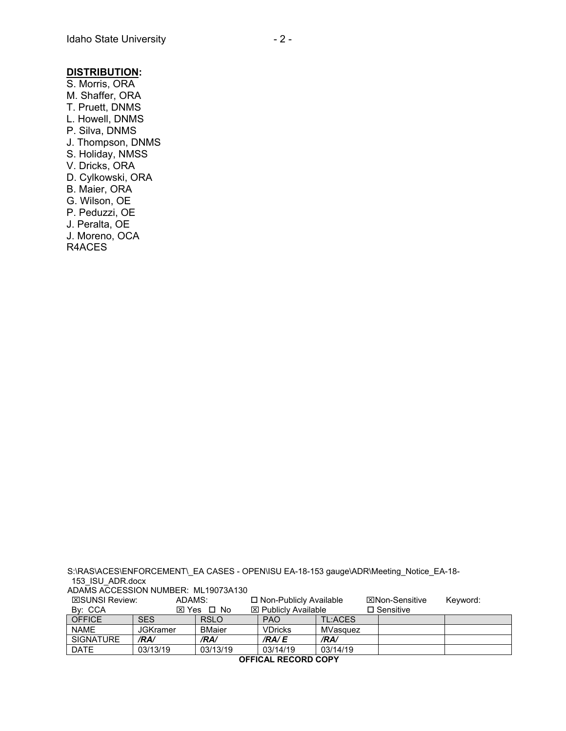**DISTRIBUTION:**

S. Morris, ORA
M. Shaffer, ORA
T. Pruett, DNMS
L. Howell, DNMS
P. Silva, DNMS
J. Thompson, DNMS
S. Holiday, NMSS
V. Dricks, ORA
D. Cylkowski, ORA
B. Maier, ORA
G. Wilson, OE
P. Peduzzi, OE
J. Peralta, OE
J. Moreno, OCA
R4ACES

S:\RAS\ACES\ENFORCEMENT\_EA CASES - OPEN\ISU EA-18-153 gauge\ADR\Meeting_Notice_EA-18-153_ISU_ADR.docx
ADAMS ACCESSION NUMBER: ML19073A130

| | | | | |
|---|---|---|---|---|
| ☒SUNSI Review: By: CCA | ADAMS: ☒ Yes ☐ No | ☐ Non-Publicly Available ☒ Publicly Available | ☒Non-Sensitive ☐ Sensitive | Keyword: |

| OFFICE | SES | RSLO | PAO | TL:ACES | | |
|---|---|---|---|---|---|---|
| NAME | JGKramer | BMaier | VDricks | MVasquez | | |
| SIGNATURE | */RA/* | */RA/* | */RA/ E* | */RA/* | | |
| DATE | 03/13/19 | 03/13/19 | 03/14/19 | 03/14/19 | | |

**OFFICAL RECORD COPY**